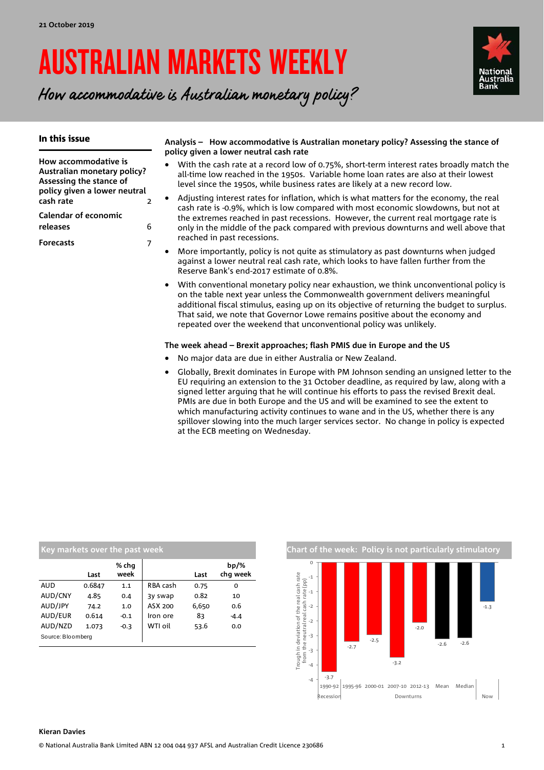21 October 2019

# AUSTRALIAN MARKETS WEEKLY

*How accommodative is Australian monetary policy?*

### In this issue

| | |
|---|---|
| **How accommodative is Australian monetary policy? Assessing the stance of policy given a lower neutral cash rate** | 2 |
| **Calendar of economic releases** | 6 |
| **Forecasts** | 7 |

**Analysis – How accommodative is Australian monetary policy? Assessing the stance of policy given a lower neutral cash rate**

- With the cash rate at a record low of 0.75%, short-term interest rates broadly match the all-time low reached in the 1950s. Variable home loan rates are also at their lowest level since the 1950s, while business rates are likely at a new record low.
- Adjusting interest rates for inflation, which is what matters for the economy, the real cash rate is -0.9%, which is low compared with most economic slowdowns, but not at the extremes reached in past recessions. However, the current real mortgage rate is only in the middle of the pack compared with previous downturns and well above that reached in past recessions.
- More importantly, policy is not quite as stimulatory as past downturns when judged against a lower neutral real cash rate, which looks to have fallen further from the Reserve Bank's end-2017 estimate of 0.8%.
- With conventional monetary policy near exhaustion, we think unconventional policy is on the table next year unless the Commonwealth government delivers meaningful additional fiscal stimulus, easing up on its objective of returning the budget to surplus. That said, we note that Governor Lowe remains positive about the economy and repeated over the weekend that unconventional policy was unlikely.

**The week ahead – Brexit approaches; flash PMIS due in Europe and the US**

- No major data are due in either Australia or New Zealand.
- Globally, Brexit dominates in Europe with PM Johnson sending an unsigned letter to the EU requiring an extension to the 31 October deadline, as required by law, along with a signed letter arguing that he will continue his efforts to pass the revised Brexit deal. PMIs are due in both Europe and the US and will be examined to see the extent to which manufacturing activity continues to wane and in the US, whether there is any spillover slowing into the much larger services sector. No change in policy is expected at the ECB meeting on Wednesday.

**Key markets over the past week**

| | Last | % chg week | | Last | bp/% chg week |
|---|---|---|---|---|---|
| AUD | 0.6847 | 1.1 | RBA cash | 0.75 | 0 |
| AUD/CNY | 4.85 | 0.4 | 3y swap | 0.82 | 10 |
| AUD/JPY | 74.2 | 1.0 | ASX 200 | 6,650 | 0.6 |
| AUD/EUR | 0.614 | -0.1 | Iron ore | 83 | -4.4 |
| AUD/NZD | 1.073 | -0.3 | WTI oil | 53.6 | 0.0 |

Source: Bloomberg

**Chart of the week: Policy is not particularly stimulatory**

Trough in deviation of the real cash rate from the neutral real cash rate (pp)

| Period | Value |
|---|---|
| 1990-92 (Recession) | -3.7 |
| 1995-96 (Downturns) | -2.7 |
| 2000-01 (Downturns) | -2.5 |
| 2007-10 (Downturns) | -3.2 |
| 2012-13 (Downturns) | -2.0 |
| Mean | -2.6 |
| Median | -2.6 |
| Now | -1.3 |

**Kieran Davies**

© National Australia Bank Limited ABN 12 004 044 937 AFSL and Australian Credit Licence 230686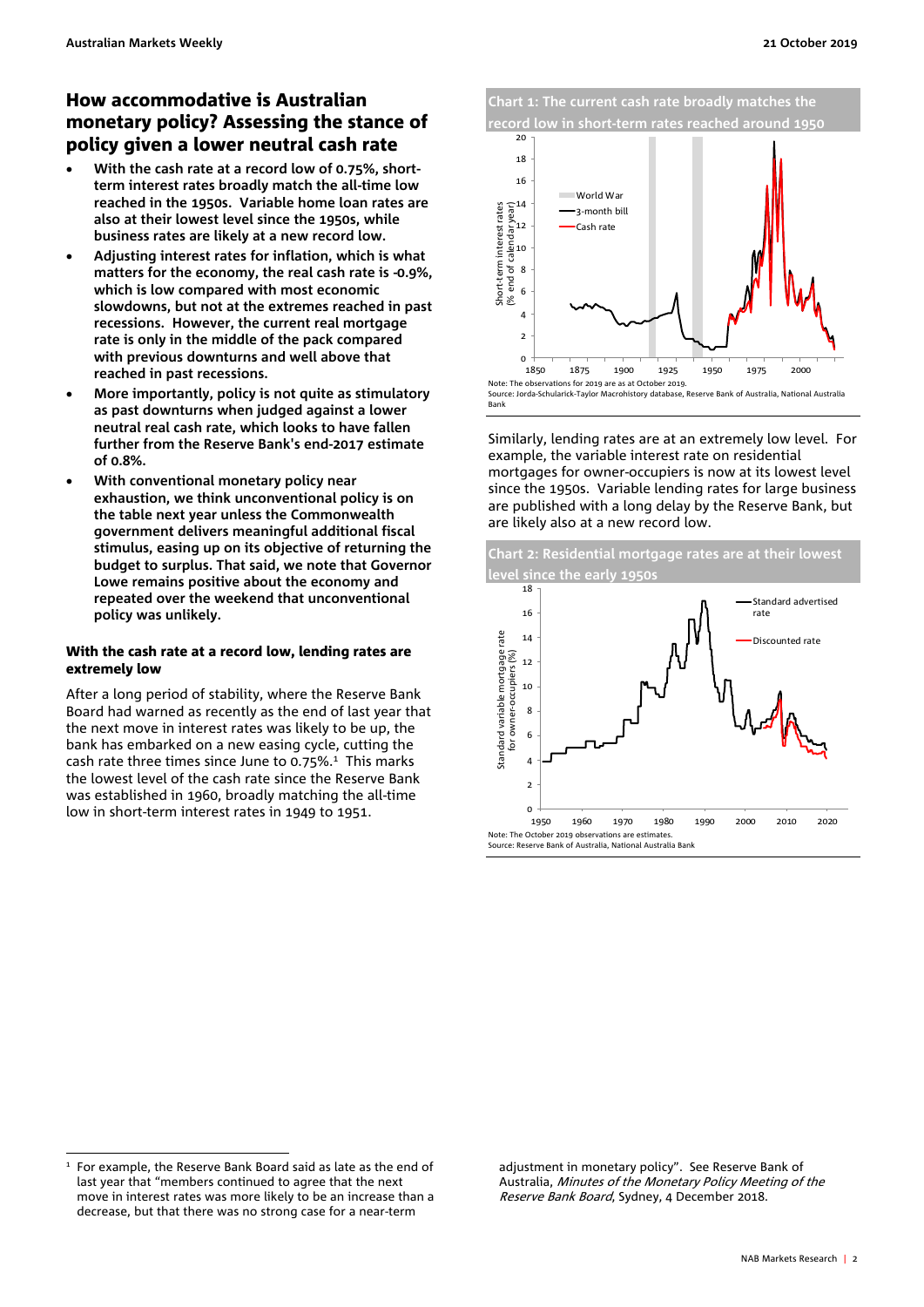## How accommodative is Australian monetary policy? Assessing the stance of policy given a lower neutral cash rate

- **With the cash rate at a record low of 0.75%, short-term interest rates broadly match the all-time low reached in the 1950s. Variable home loan rates are also at their lowest level since the 1950s, while business rates are likely at a new record low.**
- **Adjusting interest rates for inflation, which is what matters for the economy, the real cash rate is -0.9%, which is low compared with most economic slowdowns, but not at the extremes reached in past recessions. However, the current real mortgage rate is only in the middle of the pack compared with previous downturns and well above that reached in past recessions.**
- **More importantly, policy is not quite as stimulatory as past downturns when judged against a lower neutral real cash rate, which looks to have fallen further from the Reserve Bank's end-2017 estimate of 0.8%.**
- **With conventional monetary policy near exhaustion, we think unconventional policy is on the table next year unless the Commonwealth government delivers meaningful additional fiscal stimulus, easing up on its objective of returning the budget to surplus. That said, we note that Governor Lowe remains positive about the economy and repeated over the weekend that unconventional policy was unlikely.**

### With the cash rate at a record low, lending rates are extremely low

After a long period of stability, where the Reserve Bank Board had warned as recently as the end of last year that the next move in interest rates was likely to be up, the bank has embarked on a new easing cycle, cutting the cash rate three times since June to 0.75%.[1] This marks the lowest level of the cash rate since the Reserve Bank was established in 1960, broadly matching the all-time low in short-term interest rates in 1949 to 1951.

**Chart 1: The current cash rate broadly matches the record low in short-term rates reached around 1950**

Note: The observations for 2019 are as at October 2019.
Source: Jorda-Schularick-Taylor Macrohistory database, Reserve Bank of Australia, National Australia Bank

Similarly, lending rates are at an extremely low level. For example, the variable interest rate on residential mortgages for owner-occupiers is now at its lowest level since the 1950s. Variable lending rates for large business are published with a long delay by the Reserve Bank, but are likely also at a new record low.

**Chart 2: Residential mortgage rates are at their lowest level since the early 1950s**

Note: The October 2019 observations are estimates.
Source: Reserve Bank of Australia, National Australia Bank

---

[1] For example, the Reserve Bank Board said as late as the end of last year that "members continued to agree that the next move in interest rates was more likely to be an increase than a decrease, but that there was no strong case for a near-term adjustment in monetary policy". See Reserve Bank of Australia, *Minutes of the Monetary Policy Meeting of the Reserve Bank Board*, Sydney, 4 December 2018.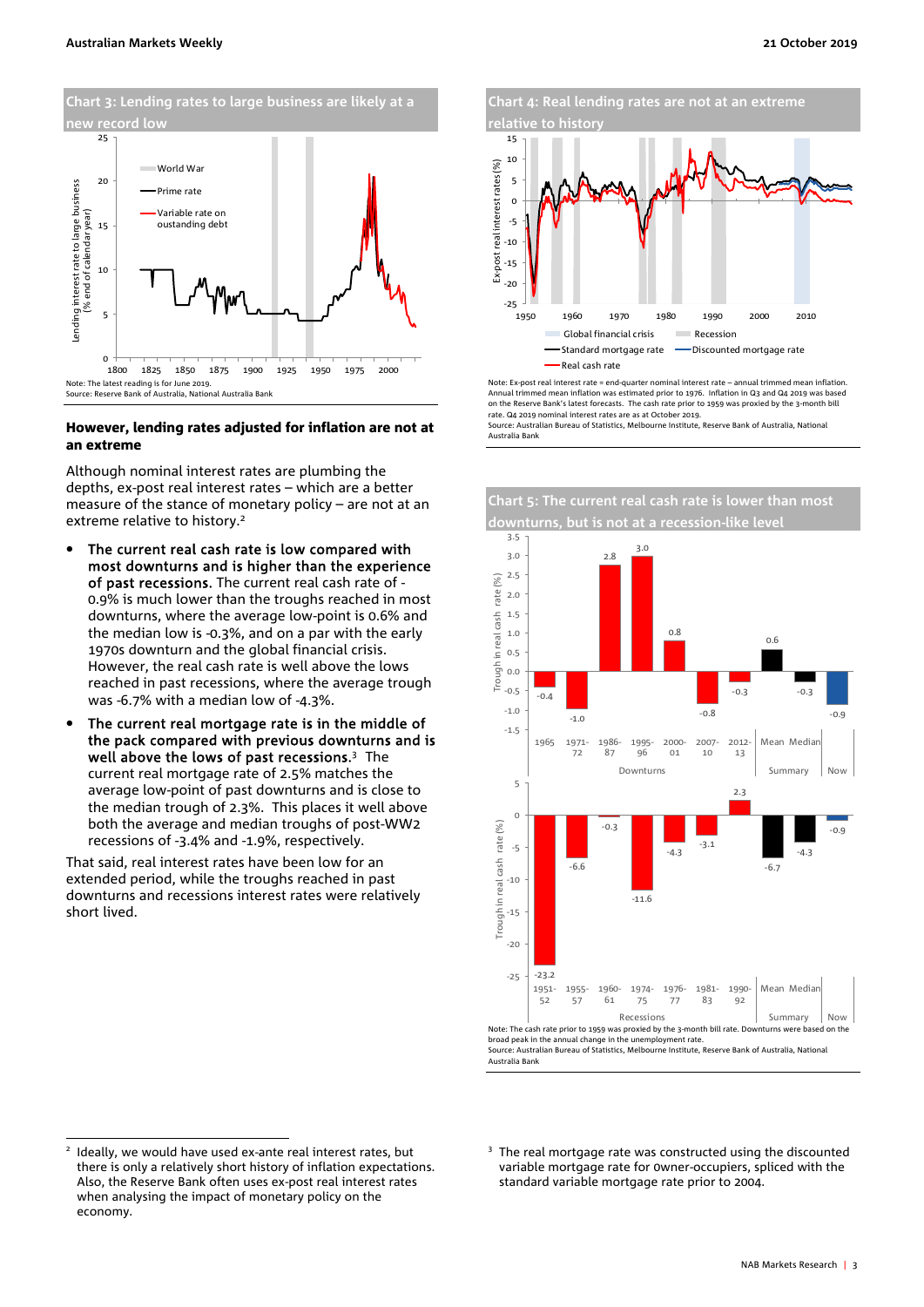**Chart 3: Lending rates to large business are likely at a new record low**

Note: The latest reading is for June 2019.
Source: Reserve Bank of Australia, National Australia Bank

**Chart 4: Real lending rates are not at an extreme relative to history**

Note: Ex-post real interest rate = end-quarter nominal interest rate – annual trimmed mean inflation. Annual trimmed mean inflation was estimated prior to 1976. Inflation in Q3 and Q4 2019 was based on the Reserve Bank's latest forecasts. The cash rate prior to 1959 was proxied by the 3-month bill rate. Q4 2019 nominal interest rates are as at October 2019.
Source: Australian Bureau of Statistics, Melbourne Institute, Reserve Bank of Australia, National Australia Bank

### However, lending rates adjusted for inflation are not at an extreme

Although nominal interest rates are plumbing the depths, ex-post real interest rates – which are a better measure of the stance of monetary policy – are not at an extreme relative to history.[2]

- **The current real cash rate is low compared with most downturns and is higher than the experience of past recessions.** The current real cash rate of -0.9% is much lower than the troughs reached in most downturns, where the average low-point is 0.6% and the median low is -0.3%, and on a par with the early 1970s downturn and the global financial crisis. However, the real cash rate is well above the lows reached in past recessions, where the average trough was -6.7% with a median low of -4.3%.
- **The current real mortgage rate is in the middle of the pack compared with previous downturns and is well above the lows of past recessions.**[3] The current real mortgage rate of 2.5% matches the average low-point of past downturns and is close to the median trough of 2.3%. This places it well above both the average and median troughs of post-WW2 recessions of -3.4% and -1.9%, respectively.

That said, interest rates have been low for an extended period, while the troughs reached in past downturns and recessions interest rates were relatively short lived.

**Chart 5: The current real cash rate is lower than most downturns, but is not at a recession-like level**

Note: The cash rate prior to 1959 was proxied by the 3-month bill rate. Downturns were based on the broad peak in the annual change in the unemployment rate.
Source: Australian Bureau of Statistics, Melbourne Institute, Reserve Bank of Australia, National Australia Bank

---

[2] Ideally, we would have used ex-ante real interest rates, but there is only a relatively short history of inflation expectations. Also, the Reserve Bank often uses ex-post real interest rates when analysing the impact of monetary policy on the economy.

[3] The real mortgage rate was constructed using the discounted variable mortgage rate for owner-occupiers, spliced with the standard variable mortgage rate prior to 2004.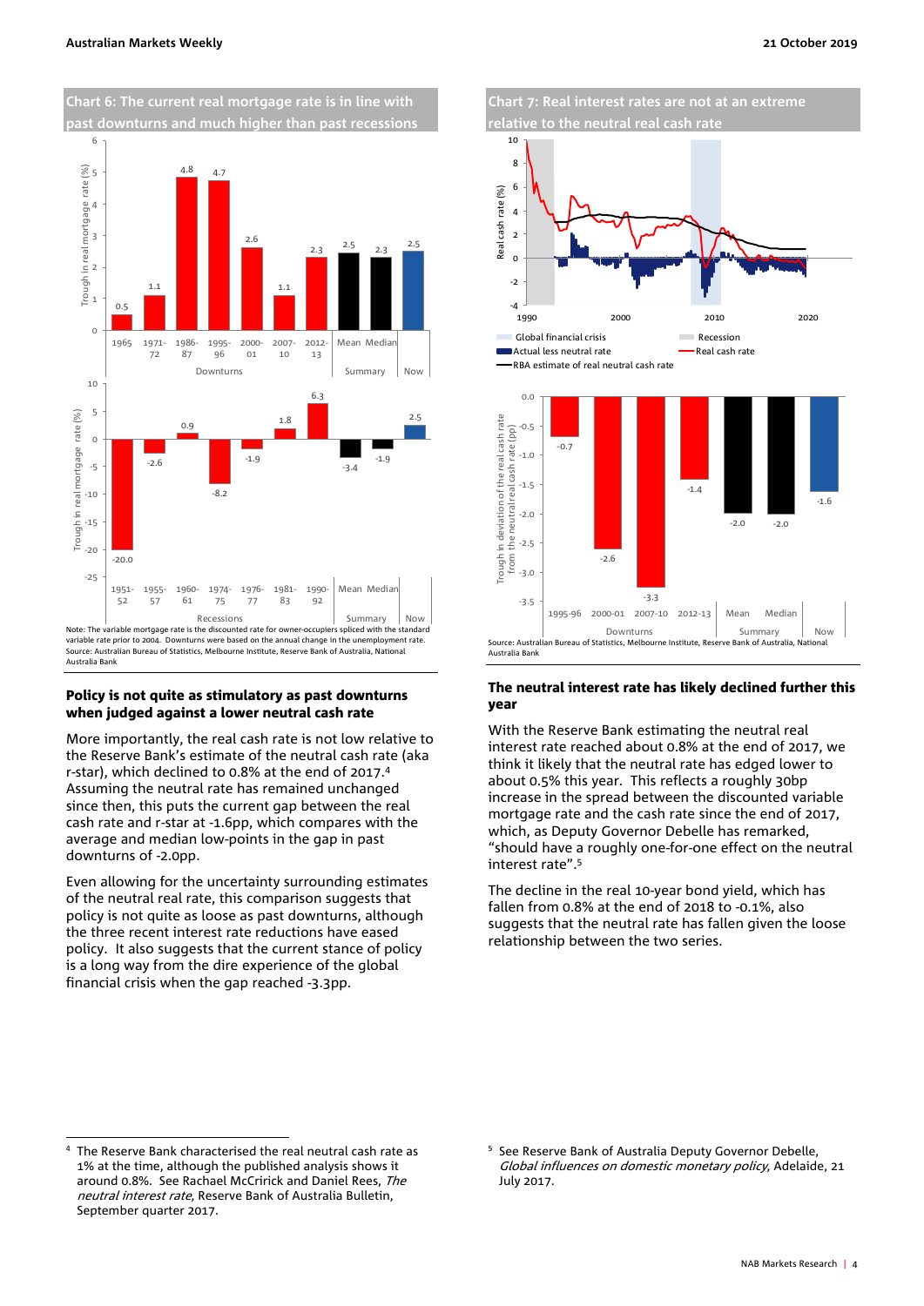**Chart 6: The current real mortgage rate is in line with past downturns and much higher than past recessions**

| Downturns | Trough in real mortgage rate (%) |
|---|---|
| 1965 | 0.5 |
| 1971-72 | 1.1 |
| 1986-87 | 4.8 |
| 1995-96 | 4.7 |
| 2000-01 | 2.6 |
| 2007-10 | 1.1 |
| 2012-13 | 2.3 |
| Mean (Summary) | 2.5 |
| Median (Summary) | 2.3 |
| Now | 2.5 |

| Recessions | Trough in real mortgage rate (%) |
|---|---|
| 1951-52 | -20.0 |
| 1955-57 | -2.6 |
| 1960-61 | 0.9 |
| 1974-75 | -8.2 |
| 1976-77 | -1.9 |
| 1981-83 | 1.8 |
| 1990-92 | 6.3 |
| Mean (Summary) | -3.4 |
| Median (Summary) | -1.9 |
| Now | 2.5 |

Note: The variable mortgage rate is the discounted rate for owner-occupiers spliced with the standard variable rate prior to 2004. Downturns were based on the annual change in the unemployment rate.
Source: Australian Bureau of Statistics, Melbourne Institute, Reserve Bank of Australia, National Australia Bank

**Chart 7: Real interest rates are not at an extreme relative to the neutral real cash rate**

Legend: Global financial crisis; Recession; Actual less neutral rate; Real cash rate; RBA estimate of real neutral cash rate

| | Trough in deviation of the real cash rate from the neutral real cash rate (pp) |
|---|---|
| 1995-96 | -0.7 |
| 2000-01 | -2.6 |
| 2007-10 | -3.3 |
| 2012-13 | -1.4 |
| Mean (Summary) | -2.0 |
| Median (Summary) | -2.0 |
| Now | -1.6 |

Source: Australian Bureau of Statistics, Melbourne Institute, Reserve Bank of Australia, National Australia Bank

## Policy is not quite as stimulatory as past downturns when judged against a lower neutral cash rate

More importantly, the real cash rate is not low relative to the Reserve Bank's estimate of the neutral cash rate (aka r-star), which declined to 0.8% at the end of 2017.[4] Assuming the neutral rate has remained unchanged since then, this puts the current gap between the real cash rate and r-star at -1.6pp, which compares with the average and median low-points in the gap in past downturns of -2.0pp.

Even allowing for the uncertainty surrounding estimates of the neutral real rate, this comparison suggests that policy is not quite as loose as past downturns, although the three recent rate reductions have eased policy. It also suggests that the current stance of policy is a long way from the dire experience of the global financial crisis when the gap reached -3.3pp.

## The neutral interest rate has likely declined further this year

With the Reserve Bank estimating the neutral real interest rate reached about 0.8% at the end of 2017, we think it likely that the neutral rate has edged lower to about 0.5% this year. This reflects a roughly 30bp increase in the spread between the discounted variable mortgage rate and the cash rate since the end of 2017, which, as Deputy Governor Debelle has remarked, "should have a roughly one-for-one effect on the neutral interest rate".[5]

The decline in the real 10-year bond yield, which has fallen from 0.8% at the end of 2018 to -0.1%, also suggests that the neutral rate has fallen given the loose relationship between the two series.

---

[4] The Reserve Bank characterised the real neutral cash rate as 1% at the time, although the published analysis shows it around 0.8%. See Rachael McCririck and Daniel Rees, *The neutral interest rate*, Reserve Bank of Australia Bulletin, September quarter 2017.

[5] See Reserve Bank of Australia Deputy Governor Debelle, *Global influences on domestic monetary policy*, Adelaide, 21 July 2017.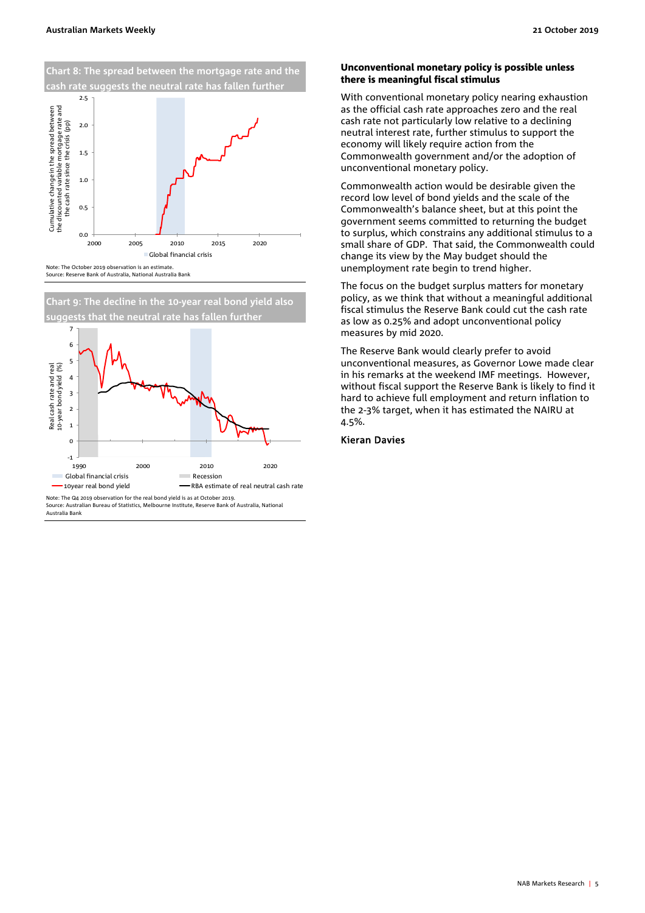**Chart 8: The spread between the mortgage rate and the cash rate suggests the neutral rate has fallen further**

Note: The October 2019 observation is an estimate.
Source: Reserve Bank of Australia, National Australia Bank

**Chart 9: The decline in the 10-year real bond yield also suggests that the neutral rate has fallen further**

Note: The Q4 2019 observation for the real bond yield is as at October 2019.
Source: Australian Bureau of Statistics, Melbourne Institute, Reserve Bank of Australia, National Australia Bank

## Unconventional monetary policy is possible unless there is meaningful fiscal stimulus

With conventional monetary policy nearing exhaustion as the official cash rate approaches zero and the real cash rate not particularly low relative to a declining neutral interest rate, further stimulus to support the economy will likely require action from the Commonwealth government and/or the adoption of unconventional monetary policy.

Commonwealth action would be desirable given the record low level of bond yields and the scale of the Commonwealth's balance sheet, but at this point the government seems committed to returning the budget to surplus, which constrains any additional stimulus to a small share of GDP. That said, the Commonwealth could change its view by the May budget should the unemployment rate begin to trend higher.

The focus on the budget surplus matters for monetary policy, as we think that without a meaningful additional fiscal stimulus the Reserve Bank could cut the cash rate as low as 0.25% and adopt unconventional policy measures by mid 2020.

The Reserve Bank would clearly prefer to avoid unconventional measures, as Governor Lowe made clear in his remarks at the weekend IMF meetings. However, without fiscal support the Reserve Bank is likely to find it hard to achieve full employment and return inflation to the 2-3% target, when it has estimated the NAIRU at 4.5%.

**Kieran Davies**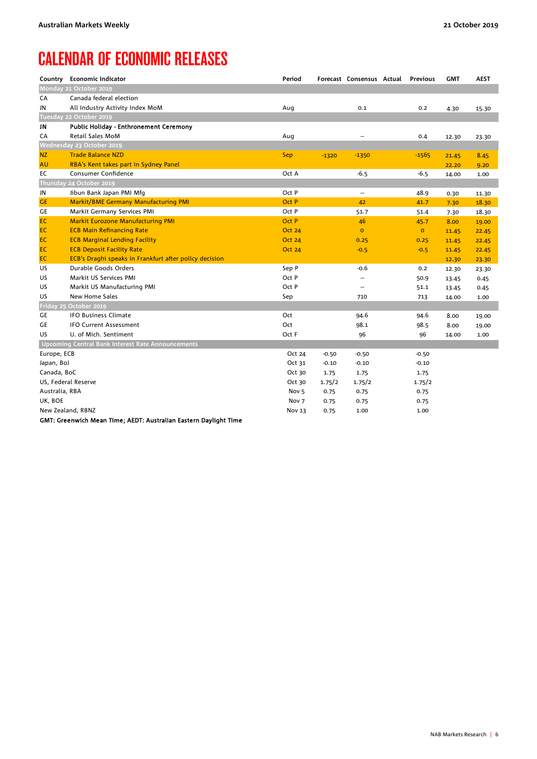# CALENDAR OF ECONOMIC RELEASES

| Country | Economic Indicator | Period | Forecast | Consensus | Actual | Previous | GMT | AEST |
|---|---|---|---|---|---|---|---|---|
| **Monday 21 October 2019** | | | | | | | | |
| CA | Canada federal election | | | | | | | |
| JN | All Industry Activity Index MoM | Aug | | 0.1 | | 0.2 | 4.30 | 15.30 |
| **Tuesday 22 October 2019** | | | | | | | | |
| **JN** | **Public Holiday - Enthronement Ceremony** | | | | | | | |
| CA | Retail Sales MoM | Aug | | -- | | 0.4 | 12.30 | 23.30 |
| **Wednesday 23 October 2019** | | | | | | | | |
| NZ | Trade Balance NZD | Sep | -1320 | -1350 | | -1565 | 21.45 | 8.45 |
| AU | RBA's Kent takes part in Sydney Panel | | | | | | 22.20 | 9.20 |
| EC | Consumer Confidence | Oct A | | -6.5 | | -6.5 | 14.00 | 1.00 |
| **Thursday 24 October 2019** | | | | | | | | |
| JN | Jibun Bank Japan PMI Mfg | Oct P | | -- | | 48.9 | 0.30 | 11.30 |
| GE | Markit/BME Germany Manufacturing PMI | Oct P | | 42 | | 41.7 | 7.30 | 18.30 |
| GE | Markit Germany Services PMI | Oct P | | 51.7 | | 51.4 | 7.30 | 18.30 |
| EC | Markit Eurozone Manufacturing PMI | Oct P | | 46 | | 45.7 | 8.00 | 19.00 |
| EC | ECB Main Refinancing Rate | Oct 24 | | 0 | | 0 | 11.45 | 22.45 |
| EC | ECB Marginal Lending Facility | Oct 24 | | 0.25 | | 0.25 | 11.45 | 22.45 |
| EC | ECB Deposit Facility Rate | Oct 24 | | -0.5 | | -0.5 | 11.45 | 22.45 |
| EC | ECB's Draghi speaks in Frankfurt after policy decision | | | | | | 12.30 | 23.30 |
| US | Durable Goods Orders | Sep P | | -0.6 | | 0.2 | 12.30 | 23.30 |
| US | Markit US Services PMI | Oct P | | -- | | 50.9 | 13.45 | 0.45 |
| US | Markit US Manufacturing PMI | Oct P | | -- | | 51.1 | 13.45 | 0.45 |
| US | New Home Sales | Sep | | 710 | | 713 | 14.00 | 1.00 |
| **Friday 25 October 2019** | | | | | | | | |
| GE | IFO Business Climate | Oct | | 94.6 | | 94.6 | 8.00 | 19.00 |
| GE | IFO Current Assessment | Oct | | 98.1 | | 98.5 | 8.00 | 19.00 |
| US | U. of Mich. Sentiment | Oct F | | 96 | | 96 | 14.00 | 1.00 |
| **Upcoming Central Bank Interest Rate Announcements** | | | | | | | | |
| Europe, ECB | | Oct 24 | -0.50 | -0.50 | | -0.50 | | |
| Japan, BoJ | | Oct 31 | -0.10 | -0.10 | | -0.10 | | |
| Canada, BoC | | Oct 30 | 1.75 | 1.75 | | 1.75 | | |
| US, Federal Reserve | | Oct 30 | 1.75/2 | 1.75/2 | | 1.75/2 | | |
| Australia, RBA | | Nov 5 | 0.75 | 0.75 | | 0.75 | | |
| UK, BOE | | Nov 7 | 0.75 | 0.75 | | 0.75 | | |
| New Zealand, RBNZ | | Nov 13 | 0.75 | 1.00 | | 1.00 | | |

**GMT: Greenwich Mean Time; AEDT: Australian Eastern Daylight Time**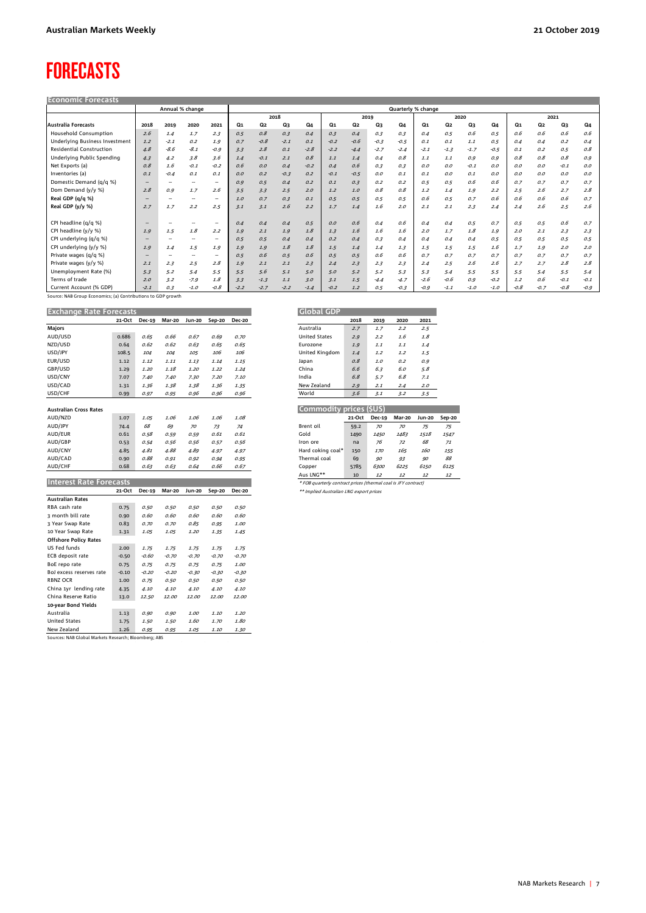# FORECASTS

### Economic Forecasts

| | Annual % change | | | | Quarterly % change | | | | | | | | | | | | | | | |
|---|---|---|---|---|---|---|---|---|---|---|---|---|---|---|---|---|---|---|---|---|
| | | | | | 2018 | | | | 2019 | | | | 2020 | | | | 2021 | | | |
| **Australia Forecasts** | 2018 | 2019 | 2020 | 2021 | Q1 | Q2 | Q3 | Q4 | Q1 | Q2 | Q3 | Q4 | Q1 | Q2 | Q3 | Q4 | Q1 | Q2 | Q3 | Q4 |
| Household Consumption | 2.6 | 1.4 | 1.7 | 2.3 | 0.5 | 0.8 | 0.3 | 0.4 | 0.3 | 0.4 | 0.3 | 0.3 | 0.4 | 0.5 | 0.6 | 0.5 | 0.6 | 0.6 | 0.6 | 0.6 |
| Underlying Business Investment | 1.2 | -2.1 | 0.2 | 1.9 | 0.7 | -0.8 | -2.1 | 0.1 | -0.2 | -0.6 | -0.3 | -0.5 | 0.1 | 0.1 | 1.1 | 0.5 | 0.4 | 0.4 | 0.2 | 0.4 |
| Residential Construction | 4.8 | -8.6 | -8.1 | -0.9 | 3.3 | 2.8 | 0.1 | -2.8 | -2.2 | -4.4 | -2.7 | -2.4 | -2.1 | -1.3 | -1.7 | -0.5 | 0.1 | 0.2 | 0.5 | 0.8 |
| Underlying Public Spending | 4.3 | 4.2 | 3.8 | 3.6 | 1.4 | -0.1 | 2.1 | 0.8 | 1.1 | 1.4 | 0.4 | 0.8 | 1.1 | 1.1 | 0.9 | 0.9 | 0.8 | 0.8 | 0.8 | 0.9 |
| Net Exports (a) | 0.8 | 1.6 | -0.1 | -0.2 | 0.6 | 0.0 | 0.4 | -0.2 | 0.4 | 0.6 | 0.3 | 0.3 | 0.0 | 0.0 | -0.1 | 0.0 | 0.0 | 0.0 | -0.1 | 0.0 |
| Inventories (a) | 0.1 | -0.4 | 0.1 | 0.1 | 0.0 | 0.2 | -0.3 | 0.2 | -0.1 | -0.5 | 0.0 | 0.1 | 0.1 | 0.0 | 0.1 | 0.0 | 0.0 | 0.0 | 0.0 | 0.0 |
| Domestic Demand (q/q %) | -- | -- | -- | -- | 0.9 | 0.5 | 0.4 | 0.2 | 0.1 | 0.3 | 0.2 | 0.2 | 0.5 | 0.5 | 0.6 | 0.6 | 0.7 | 0.7 | 0.7 | 0.7 |
| Dom Demand (y/y %) | 2.8 | 0.9 | 1.7 | 2.6 | 3.5 | 3.3 | 2.5 | 2.0 | 1.2 | 1.0 | 0.8 | 0.8 | 1.2 | 1.4 | 1.9 | 2.2 | 2.5 | 2.6 | 2.7 | 2.8 |
| **Real GDP (q/q %)** | -- | -- | -- | -- | 1.0 | 0.7 | 0.3 | 0.1 | 0.5 | 0.5 | 0.5 | 0.5 | 0.6 | 0.5 | 0.7 | 0.6 | 0.6 | 0.6 | 0.6 | 0.7 |
| **Real GDP (y/y %)** | 2.7 | 1.7 | 2.2 | 2.5 | 3.1 | 3.1 | 2.6 | 2.2 | 1.7 | 1.4 | 1.6 | 2.0 | 2.1 | 2.1 | 2.3 | 2.4 | 2.4 | 2.6 | 2.5 | 2.6 |
| CPI headline (q/q %) | -- | -- | -- | -- | 0.4 | 0.4 | 0.4 | 0.5 | 0.0 | 0.6 | 0.4 | 0.6 | 0.4 | 0.4 | 0.5 | 0.7 | 0.5 | 0.5 | 0.6 | 0.7 |
| CPI headline (y/y %) | 1.9 | 1.5 | 1.8 | 2.2 | 1.9 | 2.1 | 1.9 | 1.8 | 1.3 | 1.6 | 1.6 | 1.6 | 2.0 | 1.7 | 1.8 | 1.9 | 2.0 | 2.1 | 2.3 | 2.3 |
| CPI underlying (q/q %) | -- | -- | -- | -- | 0.5 | 0.5 | 0.4 | 0.4 | 0.2 | 0.4 | 0.3 | 0.4 | 0.4 | 0.4 | 0.4 | 0.5 | 0.5 | 0.5 | 0.5 | 0.5 |
| CPI underlying (y/y %) | 1.9 | 1.4 | 1.5 | 1.9 | 1.9 | 1.9 | 1.8 | 1.8 | 1.5 | 1.4 | 1.4 | 1.3 | 1.5 | 1.5 | 1.5 | 1.6 | 1.7 | 1.9 | 2.0 | 2.0 |
| Private wages (q/q %) | -- | -- | -- | -- | 0.5 | 0.6 | 0.5 | 0.6 | 0.5 | 0.5 | 0.6 | 0.6 | 0.7 | 0.7 | 0.7 | 0.7 | 0.7 | 0.7 | 0.7 | 0.7 |
| Private wages (y/y %) | 2.1 | 2.3 | 2.5 | 2.8 | 1.9 | 2.1 | 2.1 | 2.3 | 2.4 | 2.3 | 2.3 | 2.3 | 2.4 | 2.5 | 2.6 | 2.6 | 2.7 | 2.7 | 2.8 | 2.8 |
| Unemployment Rate (%) | 5.3 | 5.2 | 5.4 | 5.5 | 5.5 | 5.6 | 5.1 | 5.0 | 5.0 | 5.2 | 5.2 | 5.3 | 5.3 | 5.4 | 5.5 | 5.5 | 5.5 | 5.4 | 5.5 | 5.4 |
| Terms of trade | 2.0 | 3.2 | -7.9 | 1.8 | 3.3 | -1.3 | 1.1 | 3.0 | 3.1 | 1.5 | -4.4 | -4.7 | -2.6 | -0.6 | 0.9 | -0.2 | 1.2 | 0.6 | -0.1 | -0.1 |
| Current Account (% GDP) | -2.1 | 0.3 | -1.0 | -0.8 | -2.2 | -2.7 | -2.2 | -1.4 | -0.2 | 1.2 | 0.5 | -0.3 | -0.9 | -1.1 | -1.0 | -1.0 | -0.8 | -0.7 | -0.8 | -0.9 |

Source: NAB Group Economics; (a) Contributions to GDP growth

### Exchange Rate Forecasts

| | 21-Oct | Dec-19 | Mar-20 | Jun-20 | Sep-20 | Dec-20 |
|---|---|---|---|---|---|---|
| **Majors** | | | | | | |
| AUD/USD | 0.686 | 0.65 | 0.66 | 0.67 | 0.69 | 0.70 |
| NZD/USD | 0.64 | 0.62 | 0.62 | 0.63 | 0.65 | 0.65 |
| USD/JPY | 108.5 | 104 | 104 | 105 | 106 | 106 |
| EUR/USD | 1.12 | 1.12 | 1.11 | 1.13 | 1.14 | 1.15 |
| GBP/USD | 1.29 | 1.20 | 1.18 | 1.20 | 1.22 | 1.24 |
| USD/CNY | 7.07 | 7.40 | 7.40 | 7.30 | 7.20 | 7.10 |
| USD/CAD | 1.31 | 1.36 | 1.38 | 1.38 | 1.36 | 1.35 |
| USD/CHF | 0.99 | 0.97 | 0.95 | 0.96 | 0.96 | 0.96 |
| **Australian Cross Rates** | | | | | | |
| AUD/NZD | 1.07 | 1.05 | 1.06 | 1.06 | 1.06 | 1.08 |
| AUD/JPY | 74.4 | 68 | 69 | 70 | 73 | 74 |
| AUD/EUR | 0.61 | 0.58 | 0.59 | 0.59 | 0.61 | 0.61 |
| AUD/GBP | 0.53 | 0.54 | 0.56 | 0.56 | 0.57 | 0.56 |
| AUD/CNY | 4.85 | 4.81 | 4.88 | 4.89 | 4.97 | 4.97 |
| AUD/CAD | 0.90 | 0.88 | 0.91 | 0.92 | 0.94 | 0.95 |
| AUD/CHF | 0.68 | 0.63 | 0.63 | 0.64 | 0.66 | 0.67 |

### Interest Rate Forecasts

| | 21-Oct | Dec-19 | Mar-20 | Jun-20 | Sep-20 | Dec-20 |
|---|---|---|---|---|---|---|
| **Australian Rates** | | | | | | |
| RBA cash rate | 0.75 | 0.50 | 0.50 | 0.50 | 0.50 | 0.50 |
| 3 month bill rate | 0.90 | 0.60 | 0.60 | 0.60 | 0.60 | 0.60 |
| 3 Year Swap Rate | 0.83 | 0.70 | 0.70 | 0.85 | 0.95 | 1.00 |
| 10 Year Swap Rate | 1.31 | 1.05 | 1.05 | 1.20 | 1.35 | 1.45 |
| **Offshore Policy Rates** | | | | | | |
| US Fed funds | 2.00 | 1.75 | 1.75 | 1.75 | 1.75 | 1.75 |
| ECB deposit rate | -0.50 | -0.60 | -0.70 | -0.70 | -0.70 | -0.70 |
| BoE repo rate | 0.75 | 0.75 | 0.75 | 0.75 | 0.75 | 1.00 |
| BoJ excess reserves rate | -0.10 | -0.20 | -0.20 | -0.30 | -0.30 | -0.30 |
| RBNZ OCR | 1.00 | 0.75 | 0.50 | 0.50 | 0.50 | 0.50 |
| China 1yr lending rate | 4.35 | 4.10 | 4.10 | 4.10 | 4.10 | 4.10 |
| China Reserve Ratio | 13.0 | 12.50 | 12.00 | 12.00 | 12.00 | 12.00 |
| **10-year Bond Yields** | | | | | | |
| Australia | 1.13 | 0.90 | 0.90 | 1.00 | 1.10 | 1.20 |
| United States | 1.75 | 1.50 | 1.50 | 1.60 | 1.70 | 1.80 |
| New Zealand | 1.26 | 0.95 | 0.95 | 1.05 | 1.10 | 1.30 |

Sources: NAB Global Markets Research; Bloomberg; ABS

### Global GDP

| | 2018 | 2019 | 2020 | 2021 |
|---|---|---|---|---|
| Australia | 2.7 | 1.7 | 2.2 | 2.5 |
| United States | 2.9 | 2.2 | 1.6 | 1.8 |
| Eurozone | 1.9 | 1.1 | 1.1 | 1.4 |
| United Kingdom | 1.4 | 1.2 | 1.2 | 1.5 |
| Japan | 0.8 | 1.0 | 0.2 | 0.9 |
| China | 6.6 | 6.3 | 6.0 | 5.8 |
| India | 6.8 | 5.7 | 6.8 | 7.1 |
| New Zealand | 2.9 | 2.1 | 2.4 | 2.0 |
| World | 3.6 | 3.1 | 3.2 | 3.5 |

### Commodity prices ($US)

| | 21-Oct | Dec-19 | Mar-20 | Jun-20 | Sep-20 |
|---|---|---|---|---|---|
| Brent oil | 59.2 | 70 | 70 | 75 | 75 |
| Gold | 1490 | 1450 | 1483 | 1518 | 1547 |
| Iron ore | na | 76 | 72 | 68 | 71 |
| Hard coking coal* | 150 | 170 | 165 | 160 | 155 |
| Thermal coal | 69 | 90 | 93 | 90 | 88 |
| Copper | 5785 | 6300 | 6225 | 6150 | 6125 |
| Aus LNG** | 10 | 12 | 12 | 12 | 12 |

*\* FOB quarterly contract prices (thermal coal is JFY contract)*

*\*\* Implied Australian LNG export prices*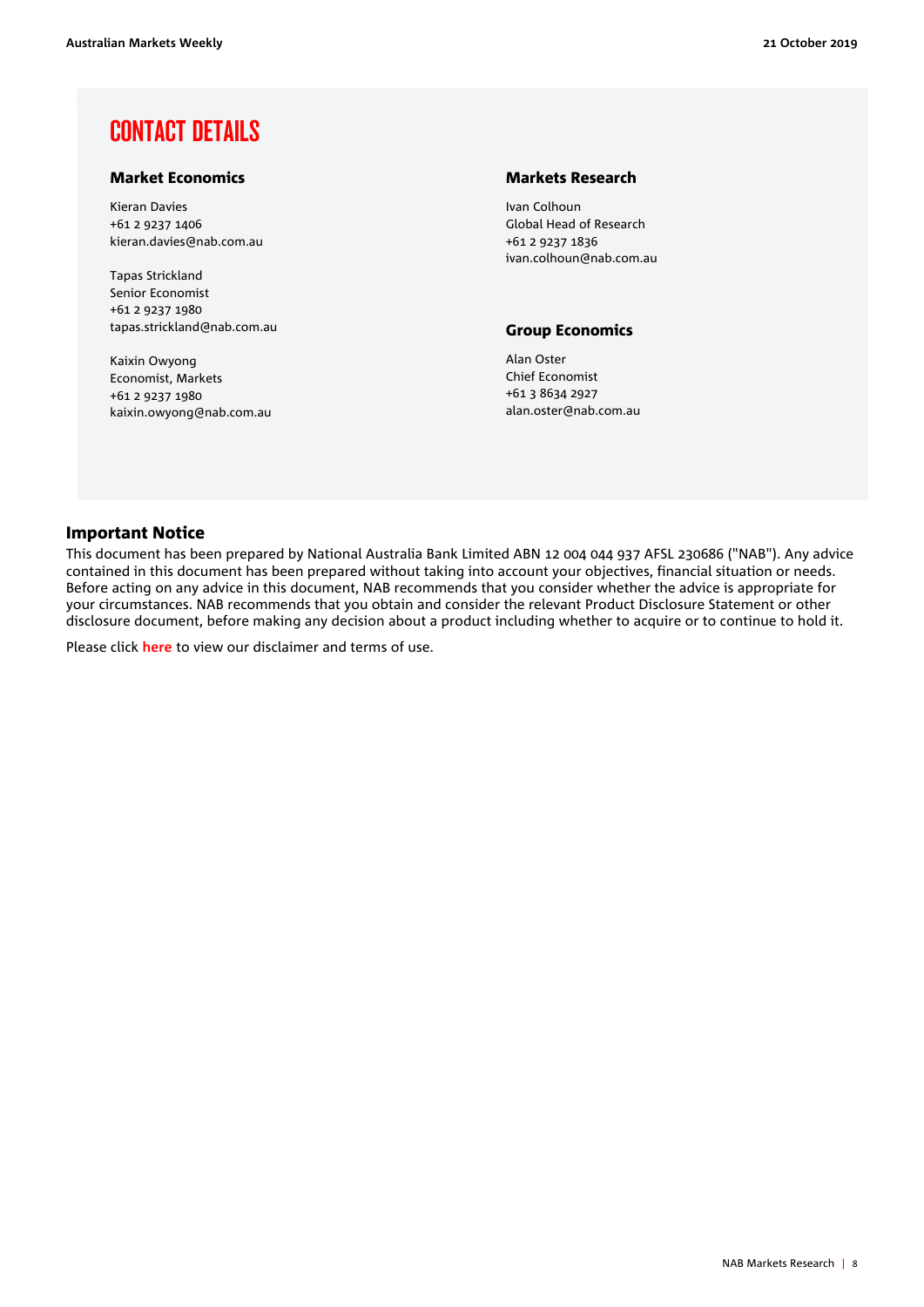# CONTACT DETAILS

## Market Economics

Kieran Davies
+61 2 9237 1406
kieran.davies@nab.com.au

Tapas Strickland
Senior Economist
+61 2 9237 1980
tapas.strickland@nab.com.au

Kaixin Owyong
Economist, Markets
+61 2 9237 1980
kaixin.owyong@nab.com.au

## Markets Research

Ivan Colhoun
Global Head of Research
+61 2 9237 1836
ivan.colhoun@nab.com.au

## Group Economics

Alan Oster
Chief Economist
+61 3 8634 2927
alan.oster@nab.com.au

## Important Notice

This document has been prepared by National Australia Bank Limited ABN 12 004 044 937 AFSL 230686 ("NAB"). Any advice contained in this document has been prepared without taking into account your objectives, financial situation or needs. Before acting on any advice in this document, NAB recommends that you consider whether the advice is appropriate for your circumstances. NAB recommends that you obtain and consider the relevant Product Disclosure Statement or other disclosure document, before making any decision about a product including whether to acquire or to continue to hold it.

Please click **here** to view our disclaimer and terms of use.